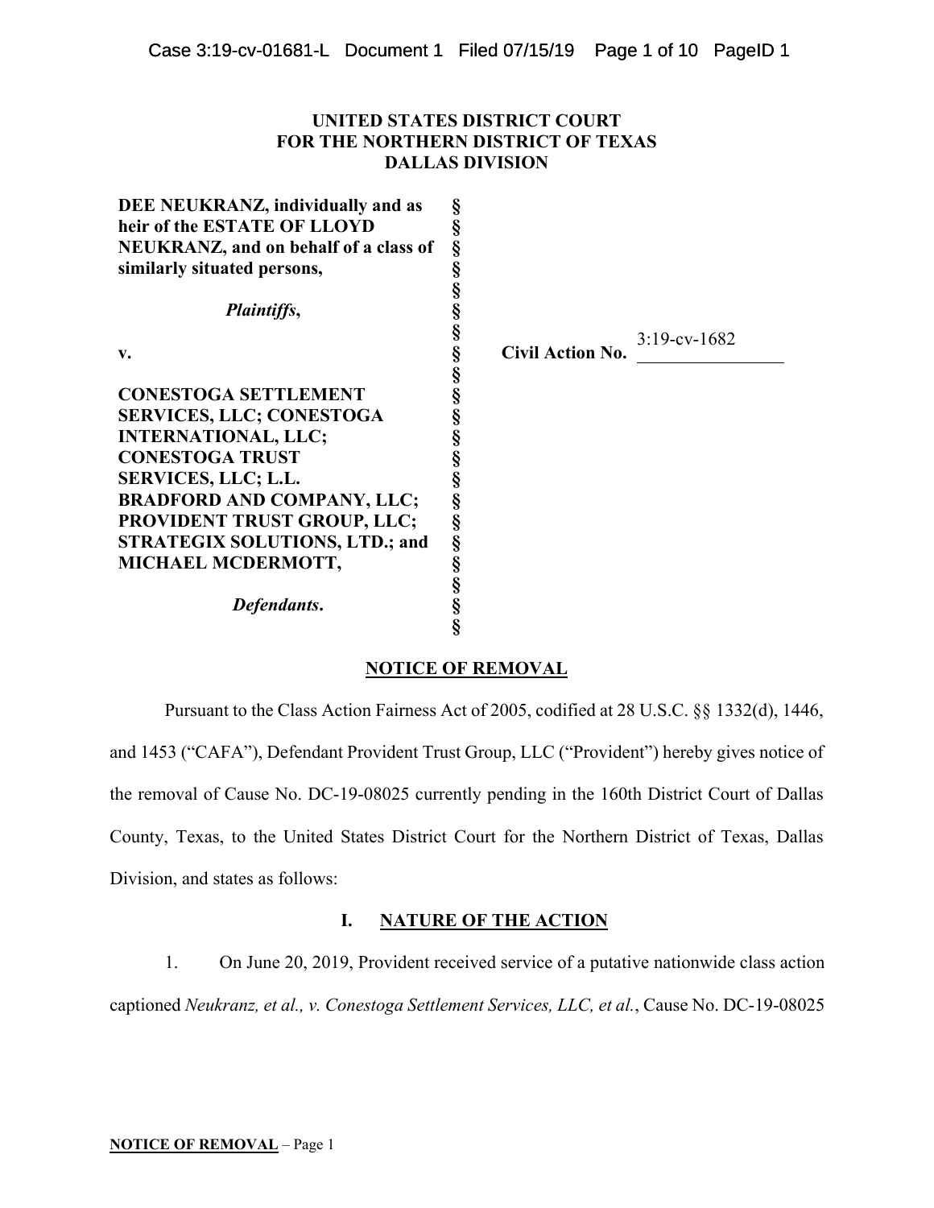**UNITED STATES DISTRICT COURT**
**FOR THE NORTHERN DISTRICT OF TEXAS**
**DALLAS DIVISION**

| | | |
|---|---|---|
| **DEE NEUKRANZ, individually and as heir of the ESTATE OF LLOYD NEUKRANZ, and on behalf of a class of similarly situated persons,** | § | |
| ***Plaintiffs*,** | § | |
| **v.** | § | **Civil Action No.** 3:19-cv-1682 |
| **CONESTOGA SETTLEMENT SERVICES, LLC; CONESTOGA INTERNATIONAL, LLC; CONESTOGA TRUST SERVICES, LLC; L.L. BRADFORD AND COMPANY, LLC; PROVIDENT TRUST GROUP, LLC; STRATEGIX SOLUTIONS, LTD.; and MICHAEL MCDERMOTT,** | § | |
| ***Defendants*.** | § | |

**NOTICE OF REMOVAL**

Pursuant to the Class Action Fairness Act of 2005, codified at 28 U.S.C. §§ 1332(d), 1446, and 1453 ("CAFA"), Defendant Provident Trust Group, LLC ("Provident") hereby gives notice of the removal of Cause No. DC-19-08025 currently pending in the 160th District Court of Dallas County, Texas, to the United States District Court for the Northern District of Texas, Dallas Division, and states as follows:

## I. NATURE OF THE ACTION

1. On June 20, 2019, Provident received service of a putative nationwide class action captioned *Neukranz, et al., v. Conestoga Settlement Services, LLC, et al.*, Cause No. DC-19-08025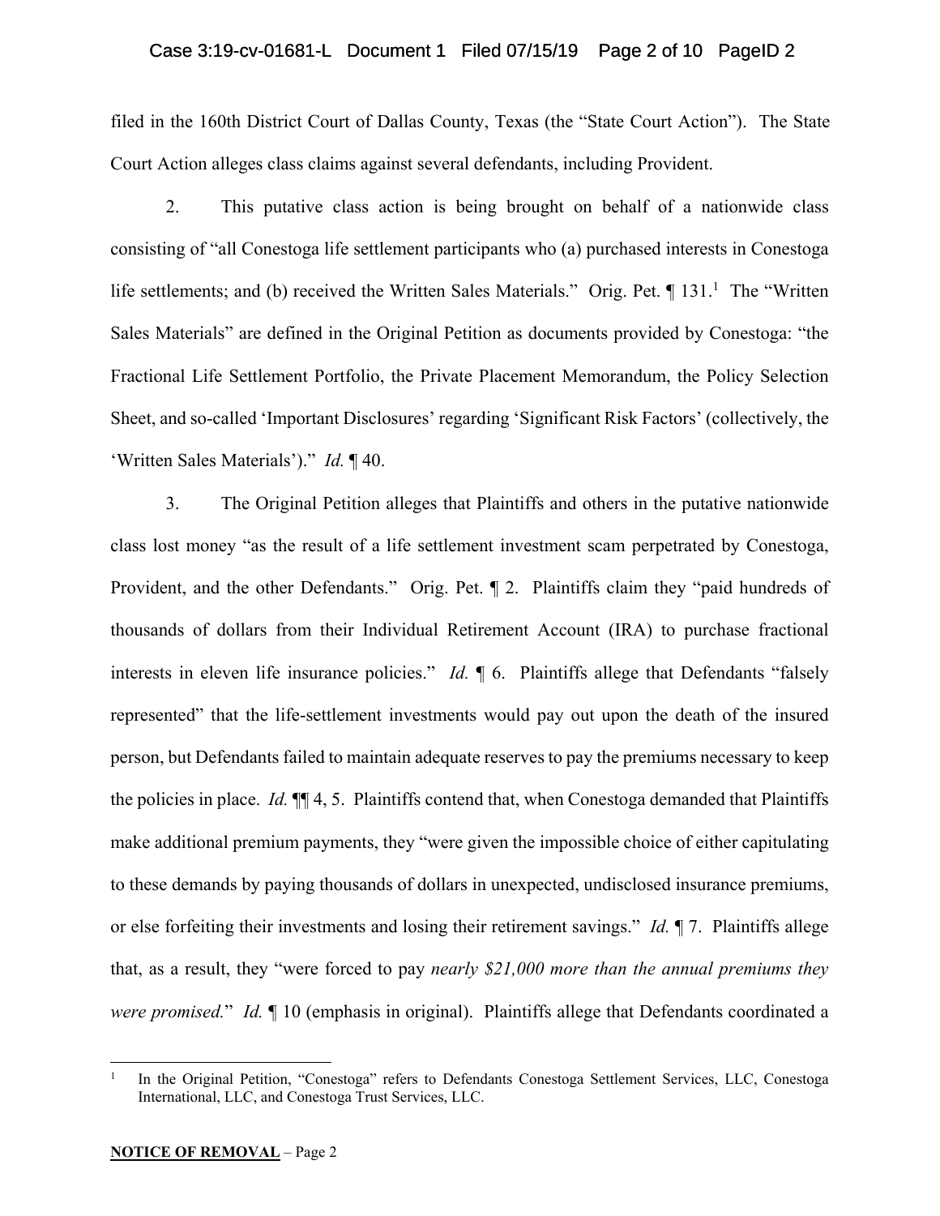filed in the 160th District Court of Dallas County, Texas (the "State Court Action"). The State Court Action alleges class claims against several defendants, including Provident.

2. This putative class action is being brought on behalf of a nationwide class consisting of "all Conestoga life settlement participants who (a) purchased interests in Conestoga life settlements; and (b) received the Written Sales Materials." Orig. Pet. ¶ 131.[1] The "Written Sales Materials" are defined in the Original Petition as documents provided by Conestoga: "the Fractional Life Settlement Portfolio, the Private Placement Memorandum, the Policy Selection Sheet, and so-called 'Important Disclosures' regarding 'Significant Risk Factors' (collectively, the 'Written Sales Materials')." *Id.* ¶ 40.

3. The Original Petition alleges that Plaintiffs and others in the putative nationwide class lost money "as the result of a life settlement investment scam perpetrated by Conestoga, Provident, and the other Defendants." Orig. Pet. ¶ 2. Plaintiffs claim they "paid hundreds of thousands of dollars from their Individual Retirement Account (IRA) to purchase fractional interests in eleven life insurance policies." *Id.* ¶ 6. Plaintiffs allege that Defendants "falsely represented" that the life-settlement investments would pay out upon the death of the insured person, but Defendants failed to maintain adequate reserves to pay the premiums necessary to keep the policies in place. *Id.* ¶¶ 4, 5. Plaintiffs contend that, when Conestoga demanded that Plaintiffs make additional premium payments, they "were given the impossible choice of either capitulating to these demands by paying thousands of dollars in unexpected, undisclosed insurance premiums, or else forfeiting their investments and losing their retirement savings." *Id.* ¶ 7. Plaintiffs allege that, as a result, they "were forced to pay *nearly $21,000 more than the annual premiums they were promised.*" *Id.* ¶ 10 (emphasis in original). Plaintiffs allege that Defendants coordinated a

[1] In the Original Petition, "Conestoga" refers to Defendants Conestoga Settlement Services, LLC, Conestoga International, LLC, and Conestoga Trust Services, LLC.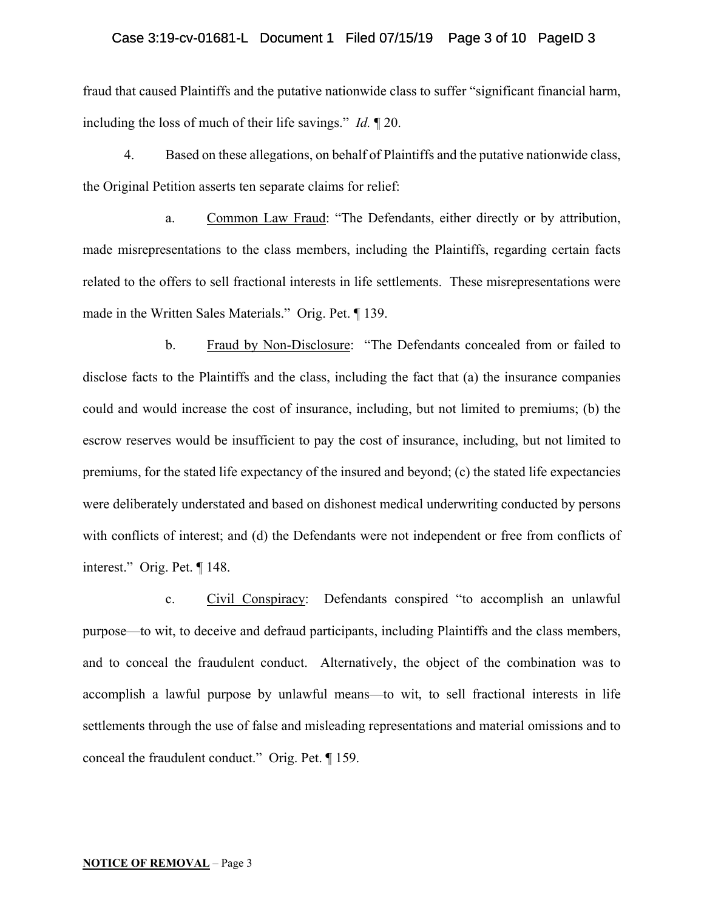fraud that caused Plaintiffs and the putative nationwide class to suffer "significant financial harm, including the loss of much of their life savings." *Id.* ¶ 20.

4. Based on these allegations, on behalf of Plaintiffs and the putative nationwide class, the Original Petition asserts ten separate claims for relief:

a. Common Law Fraud: "The Defendants, either directly or by attribution, made misrepresentations to the class members, including the Plaintiffs, regarding certain facts related to the offers to sell fractional interests in life settlements. These misrepresentations were made in the Written Sales Materials." Orig. Pet. ¶ 139.

b. Fraud by Non-Disclosure: "The Defendants concealed from or failed to disclose facts to the Plaintiffs and the class, including the fact that (a) the insurance companies could and would increase the cost of insurance, including, but not limited to premiums; (b) the escrow reserves would be insufficient to pay the cost of insurance, including, but not limited to premiums, for the stated life expectancy of the insured and beyond; (c) the stated life expectancies were deliberately understated and based on dishonest medical underwriting conducted by persons with conflicts of interest; and (d) the Defendants were not independent or free from conflicts of interest." Orig. Pet. ¶ 148.

c. Civil Conspiracy: Defendants conspired "to accomplish an unlawful purpose—to wit, to deceive and defraud participants, including Plaintiffs and the class members, and to conceal the fraudulent conduct. Alternatively, the object of the combination was to accomplish a lawful purpose by unlawful means—to wit, to sell fractional interests in life settlements through the use of false and misleading representations and material omissions and to conceal the fraudulent conduct." Orig. Pet. ¶ 159.

**NOTICE OF REMOVAL** – Page 3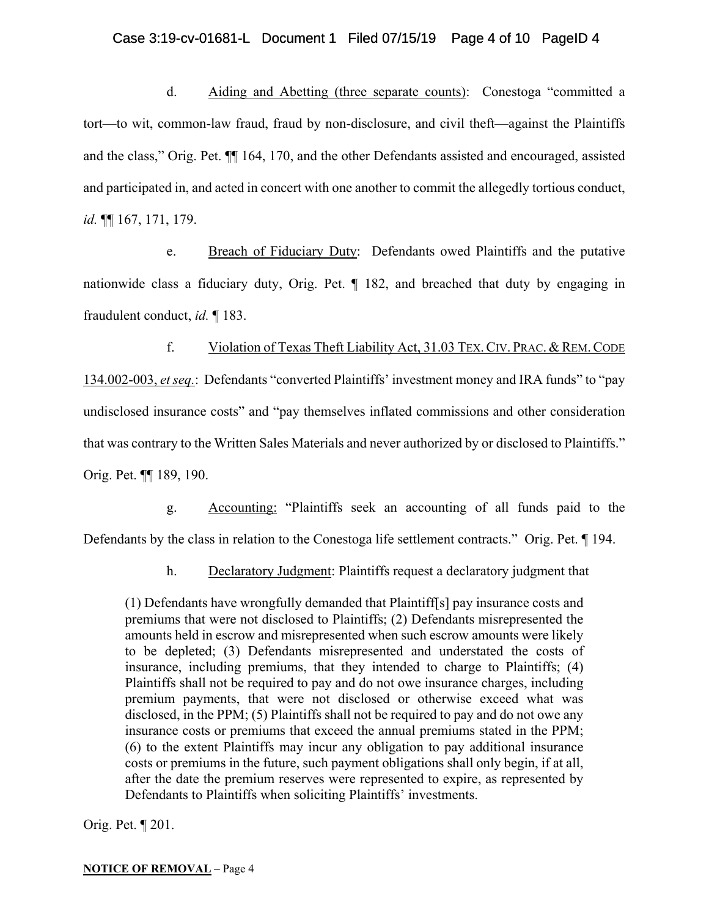d. Aiding and Abetting (three separate counts): Conestoga "committed a tort—to wit, common-law fraud, fraud by non-disclosure, and civil theft—against the Plaintiffs and the class," Orig. Pet. ¶¶ 164, 170, and the other Defendants assisted and encouraged, assisted and participated in, and acted in concert with one another to commit the allegedly tortious conduct, *id.* ¶¶ 167, 171, 179.

e. Breach of Fiduciary Duty: Defendants owed Plaintiffs and the putative nationwide class a fiduciary duty, Orig. Pet. ¶ 182, and breached that duty by engaging in fraudulent conduct, *id.* ¶ 183.

f. Violation of Texas Theft Liability Act, 31.03 TEX. CIV. PRAC. & REM. CODE 134.002-003, *et seq.*: Defendants "converted Plaintiffs' investment money and IRA funds" to "pay undisclosed insurance costs" and "pay themselves inflated commissions and other consideration that was contrary to the Written Sales Materials and never authorized by or disclosed to Plaintiffs." Orig. Pet. ¶¶ 189, 190.

g. Accounting: "Plaintiffs seek an accounting of all funds paid to the Defendants by the class in relation to the Conestoga life settlement contracts." Orig. Pet. ¶ 194.

h. Declaratory Judgment: Plaintiffs request a declaratory judgment that

> (1) Defendants have wrongfully demanded that Plaintiff[s] pay insurance costs and premiums that were not disclosed to Plaintiffs; (2) Defendants misrepresented the amounts held in escrow and misrepresented when such escrow amounts were likely to be depleted; (3) Defendants misrepresented and understated the costs of insurance, including premiums, that they intended to charge to Plaintiffs; (4) Plaintiffs shall not be required to pay and do not owe insurance charges, including premium payments, that were not disclosed or otherwise exceed what was disclosed, in the PPM; (5) Plaintiffs shall not be required to pay and do not owe any insurance costs or premiums that exceed the annual premiums stated in the PPM; (6) to the extent Plaintiffs may incur any obligation to pay additional insurance costs or premiums in the future, such payment obligations shall only begin, if at all, after the date the premium reserves were represented to expire, as represented by Defendants to Plaintiffs when soliciting Plaintiffs' investments.

Orig. Pet. ¶ 201.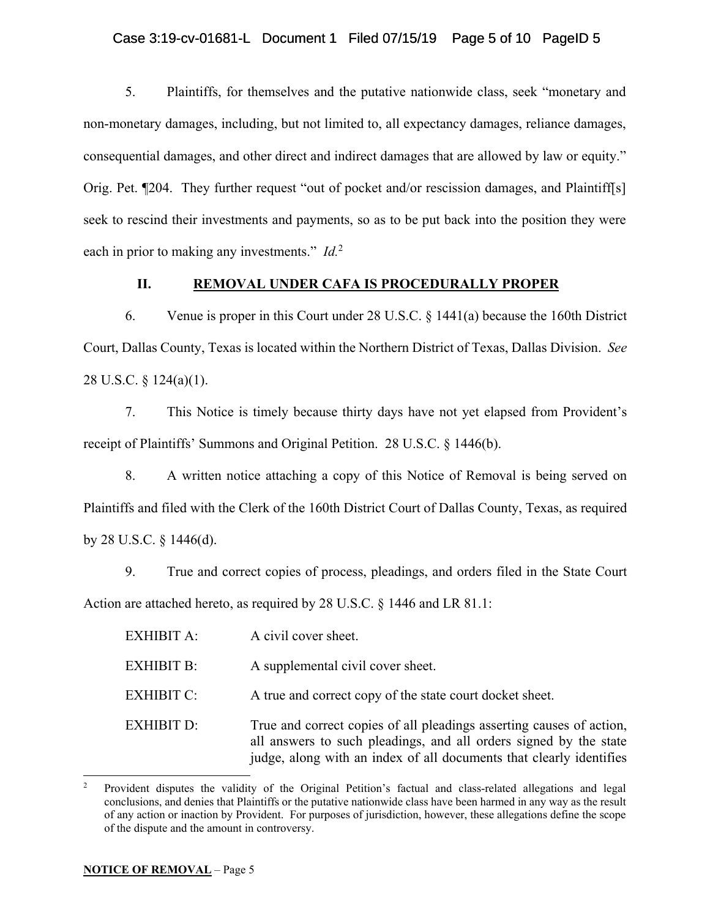5. Plaintiffs, for themselves and the putative nationwide class, seek "monetary and non-monetary damages, including, but not limited to, all expectancy damages, reliance damages, consequential damages, and other direct and indirect damages that are allowed by law or equity." Orig. Pet. ¶204. They further request "out of pocket and/or rescission damages, and Plaintiff[s] seek to rescind their investments and payments, so as to be put back into the position they were each in prior to making any investments." *Id.*[2]

## II. REMOVAL UNDER CAFA IS PROCEDURALLY PROPER

6. Venue is proper in this Court under 28 U.S.C. § 1441(a) because the 160th District Court, Dallas County, Texas is located within the Northern District of Texas, Dallas Division. *See* 28 U.S.C. § 124(a)(1).

7. This Notice is timely because thirty days have not yet elapsed from Provident's receipt of Plaintiffs' Summons and Original Petition. 28 U.S.C. § 1446(b).

8. A written notice attaching a copy of this Notice of Removal is being served on Plaintiffs and filed with the Clerk of the 160th District Court of Dallas County, Texas, as required by 28 U.S.C. § 1446(d).

9. True and correct copies of process, pleadings, and orders filed in the State Court Action are attached hereto, as required by 28 U.S.C. § 1446 and LR 81.1:

| | |
|---|---|
| EXHIBIT A: | A civil cover sheet. |
| EXHIBIT B: | A supplemental civil cover sheet. |
| EXHIBIT C: | A true and correct copy of the state court docket sheet. |
| EXHIBIT D: | True and correct copies of all pleadings asserting causes of action, all answers to such pleadings, and all orders signed by the state judge, along with an index of all documents that clearly identifies |

[2] Provident disputes the validity of the Original Petition's factual and class-related allegations and legal conclusions, and denies that Plaintiffs or the putative nationwide class have been harmed in any way as the result of any action or inaction by Provident. For purposes of jurisdiction, however, these allegations define the scope of the dispute and the amount in controversy.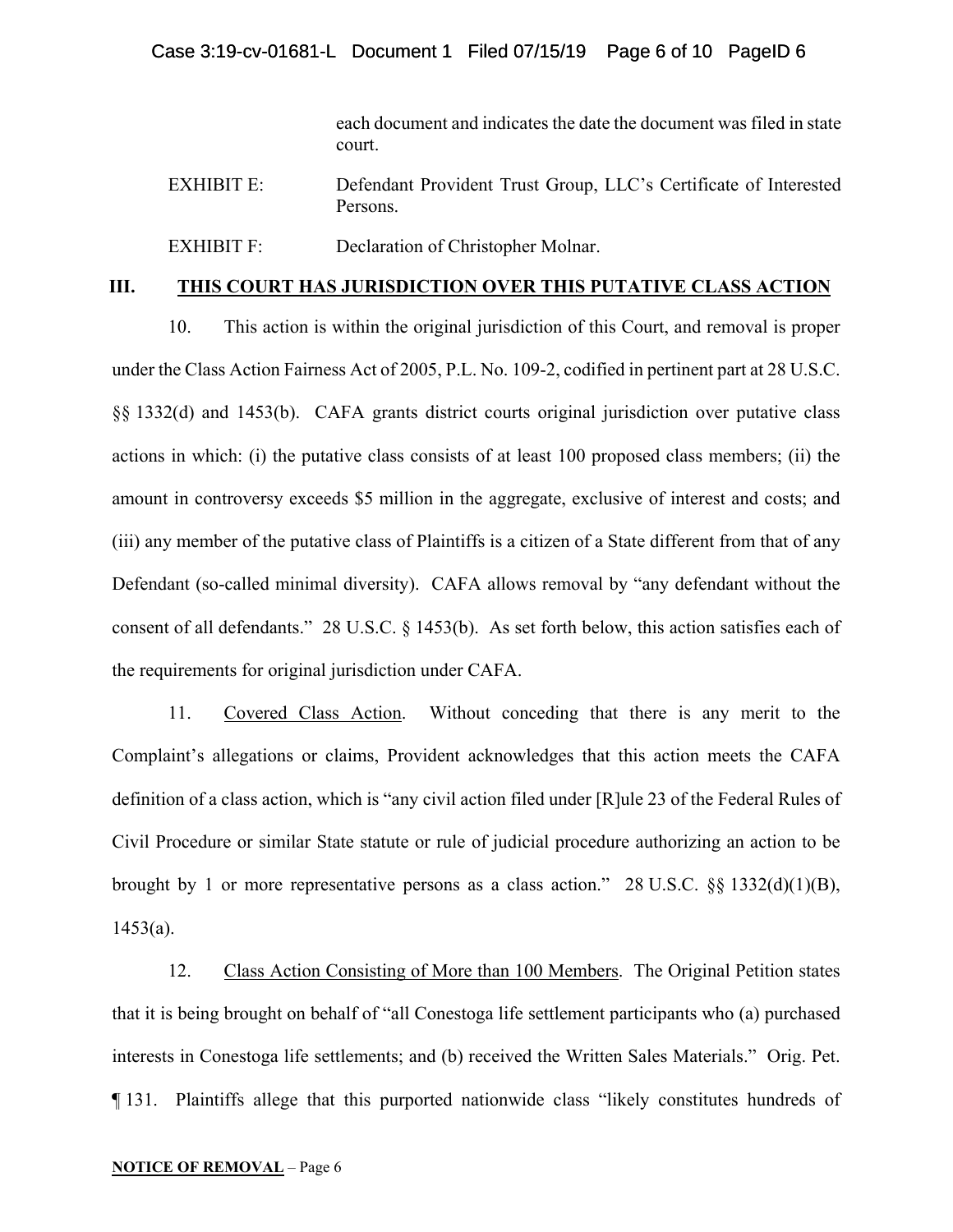each document and indicates the date the document was filed in state court.

EXHIBIT E: Defendant Provident Trust Group, LLC's Certificate of Interested Persons.

EXHIBIT F: Declaration of Christopher Molnar.

## III. THIS COURT HAS JURISDICTION OVER THIS PUTATIVE CLASS ACTION

10. This action is within the original jurisdiction of this Court, and removal is proper under the Class Action Fairness Act of 2005, P.L. No. 109-2, codified in pertinent part at 28 U.S.C. §§ 1332(d) and 1453(b). CAFA grants district courts original jurisdiction over putative class actions in which: (i) the putative class consists of at least 100 proposed class members; (ii) the amount in controversy exceeds $5 million in the aggregate, exclusive of interest and costs; and (iii) any member of the putative class of Plaintiffs is a citizen of a State different from that of any Defendant (so-called minimal diversity). CAFA allows removal by "any defendant without the consent of all defendants." 28 U.S.C. § 1453(b). As set forth below, this action satisfies each of the requirements for original jurisdiction under CAFA.

11. Covered Class Action. Without conceding that there is any merit to the Complaint's allegations or claims, Provident acknowledges that this action meets the CAFA definition of a class action, which is "any civil action filed under [R]ule 23 of the Federal Rules of Civil Procedure or similar State statute or rule of judicial procedure authorizing an action to be brought by 1 or more representative persons as a class action." 28 U.S.C. §§ 1332(d)(1)(B), 1453(a).

12. Class Action Consisting of More than 100 Members. The Original Petition states that it is being brought on behalf of "all Conestoga life settlement participants who (a) purchased interests in Conestoga life settlements; and (b) received the Written Sales Materials." Orig. Pet. ¶ 131. Plaintiffs allege that this purported nationwide class "likely constitutes hundreds of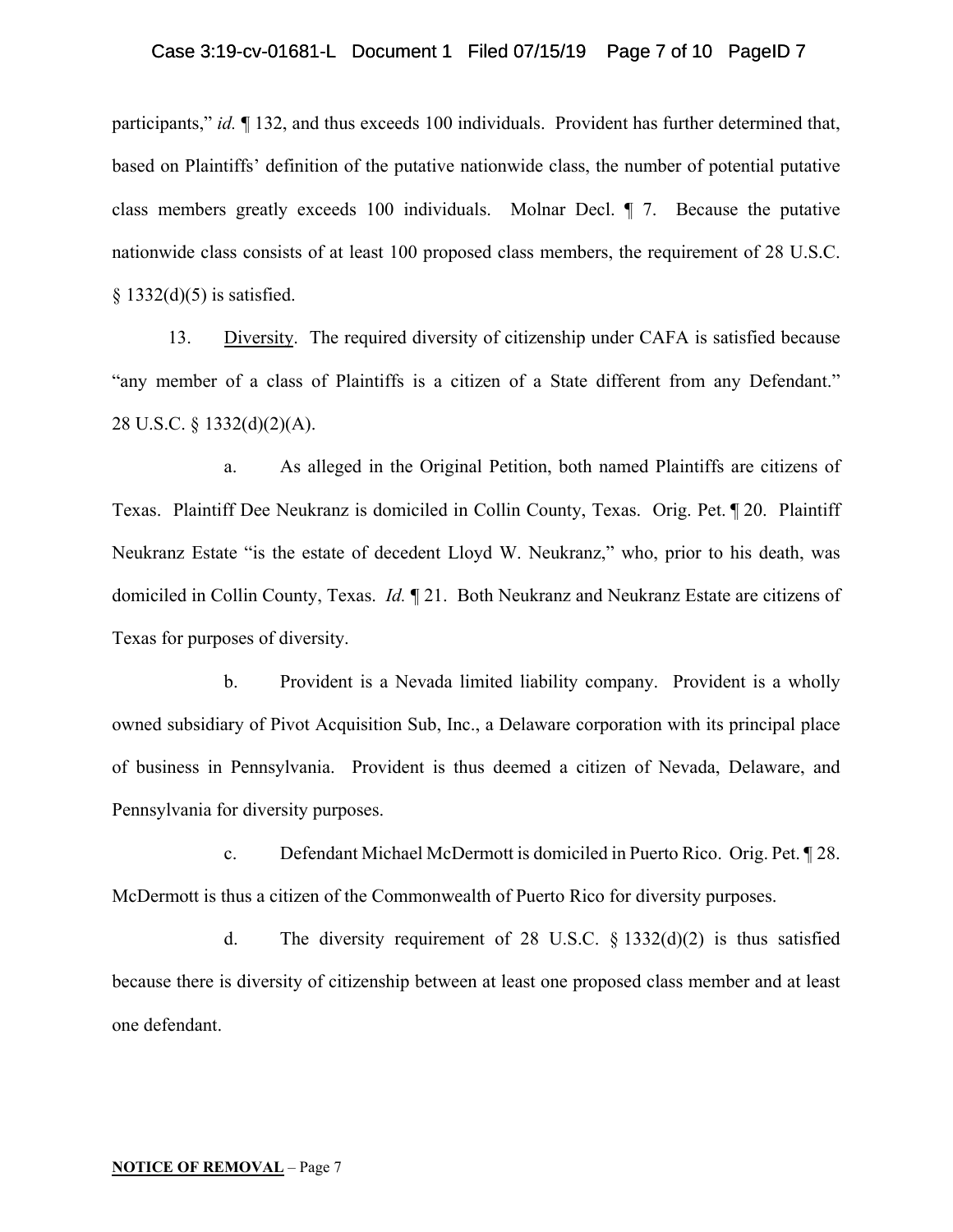participants," *id.* ¶ 132, and thus exceeds 100 individuals. Provident has further determined that, based on Plaintiffs' definition of the putative nationwide class, the number of potential putative class members greatly exceeds 100 individuals. Molnar Decl. ¶ 7. Because the putative nationwide class consists of at least 100 proposed class members, the requirement of 28 U.S.C. § 1332(d)(5) is satisfied.

13. Diversity. The required diversity of citizenship under CAFA is satisfied because "any member of a class of Plaintiffs is a citizen of a State different from any Defendant." 28 U.S.C. § 1332(d)(2)(A).

a. As alleged in the Original Petition, both named Plaintiffs are citizens of Texas. Plaintiff Dee Neukranz is domiciled in Collin County, Texas. Orig. Pet. ¶ 20. Plaintiff Neukranz Estate "is the estate of decedent Lloyd W. Neukranz," who, prior to his death, was domiciled in Collin County, Texas. *Id.* ¶ 21. Both Neukranz and Neukranz Estate are citizens of Texas for purposes of diversity.

b. Provident is a Nevada limited liability company. Provident is a wholly owned subsidiary of Pivot Acquisition Sub, Inc., a Delaware corporation with its principal place of business in Pennsylvania. Provident is thus deemed a citizen of Nevada, Delaware, and Pennsylvania for diversity purposes.

c. Defendant Michael McDermott is domiciled in Puerto Rico. Orig. Pet. ¶ 28. McDermott is thus a citizen of the Commonwealth of Puerto Rico for diversity purposes.

d. The diversity requirement of 28 U.S.C. § 1332(d)(2) is thus satisfied because there is diversity of citizenship between at least one proposed class member and at least one defendant.

**NOTICE OF REMOVAL** – Page 7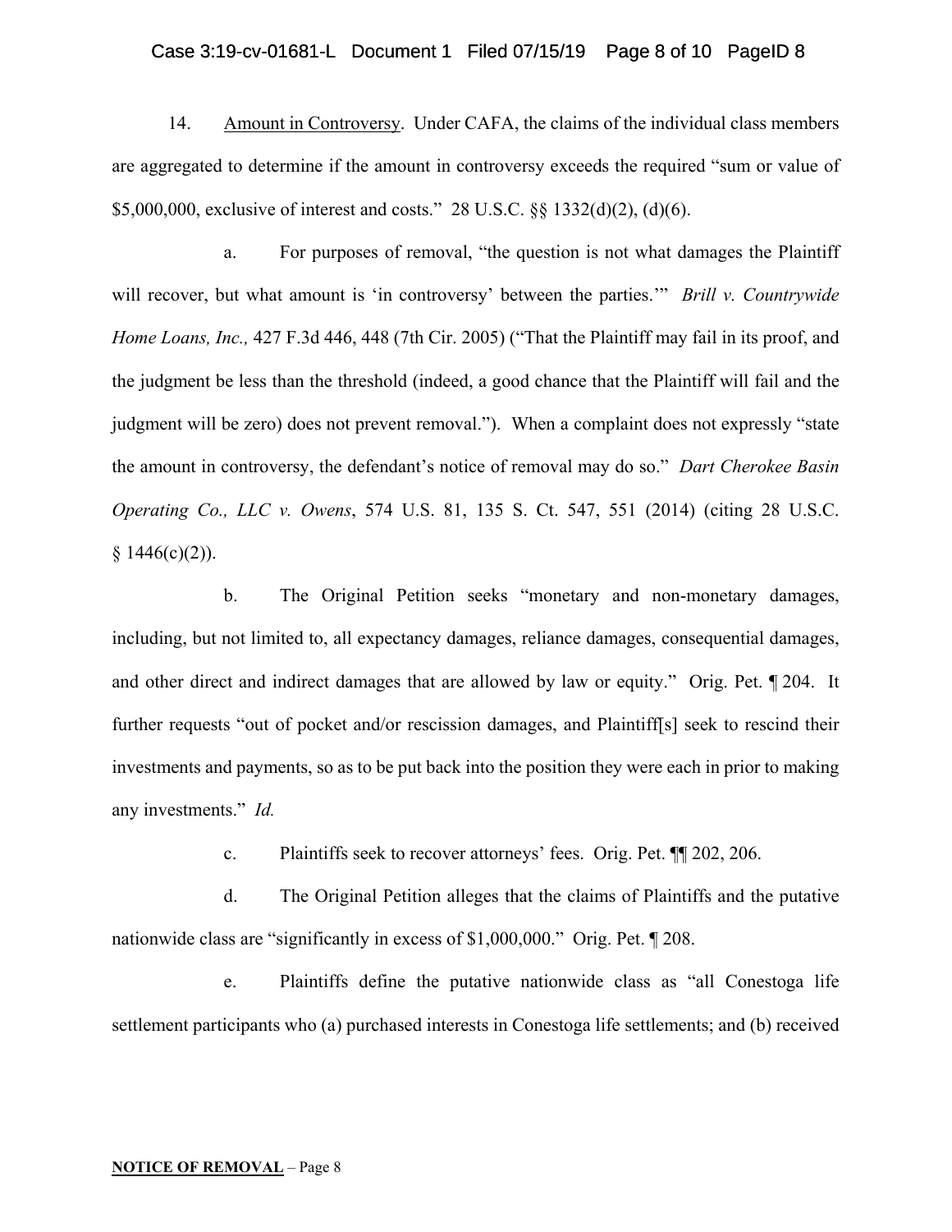14. Amount in Controversy. Under CAFA, the claims of the individual class members are aggregated to determine if the amount in controversy exceeds the required "sum or value of $5,000,000, exclusive of interest and costs." 28 U.S.C. §§ 1332(d)(2), (d)(6).

a. For purposes of removal, "the question is not what damages the Plaintiff will recover, but what amount is 'in controversy' between the parties.'" *Brill v. Countrywide Home Loans, Inc.,* 427 F.3d 446, 448 (7th Cir. 2005) ("That the Plaintiff may fail in its proof, and the judgment be less than the threshold (indeed, a good chance that the Plaintiff will fail and the judgment will be zero) does not prevent removal."). When a complaint does not expressly "state the amount in controversy, the defendant's notice of removal may do so." *Dart Cherokee Basin Operating Co., LLC v. Owens*, 574 U.S. 81, 135 S. Ct. 547, 551 (2014) (citing 28 U.S.C. § 1446(c)(2)).

b. The Original Petition seeks "monetary and non-monetary damages, including, but not limited to, all expectancy damages, reliance damages, consequential damages, and other direct and indirect damages that are allowed by law or equity." Orig. Pet. ¶ 204. It further requests "out of pocket and/or rescission damages, and Plaintiff[s] seek to rescind their investments and payments, so as to be put back into the position they were each in prior to making any investments." *Id.*

c. Plaintiffs seek to recover attorneys' fees. Orig. Pet. ¶¶ 202, 206.

d. The Original Petition alleges that the claims of Plaintiffs and the putative nationwide class are "significantly in excess of $1,000,000." Orig. Pet. ¶ 208.

e. Plaintiffs define the putative nationwide class as "all Conestoga life settlement participants who (a) purchased interests in Conestoga life settlements; and (b) received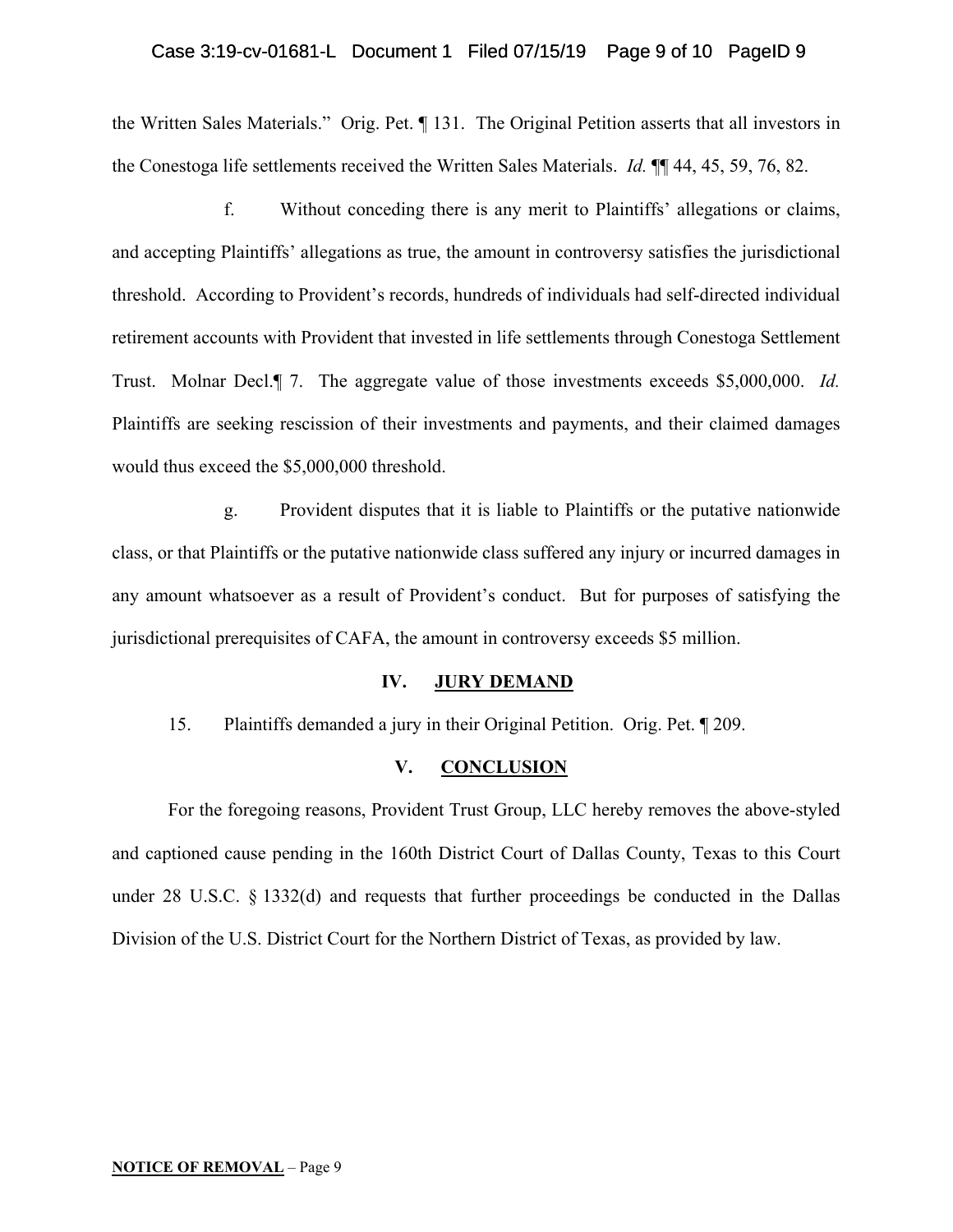the Written Sales Materials." Orig. Pet. ¶ 131. The Original Petition asserts that all investors in the Conestoga life settlements received the Written Sales Materials. *Id.* ¶¶ 44, 45, 59, 76, 82.

f. Without conceding there is any merit to Plaintiffs' allegations or claims, and accepting Plaintiffs' allegations as true, the amount in controversy satisfies the jurisdictional threshold. According to Provident's records, hundreds of individuals had self-directed individual retirement accounts with Provident that invested in life settlements through Conestoga Settlement Trust. Molnar Decl.¶ 7. The aggregate value of those investments exceeds $5,000,000. *Id.* Plaintiffs are seeking rescission of their investments and payments, and their claimed damages would thus exceed the $5,000,000 threshold.

g. Provident disputes that it is liable to Plaintiffs or the putative nationwide class, or that Plaintiffs or the putative nationwide class suffered any injury or incurred damages in any amount whatsoever as a result of Provident's conduct. But for purposes of satisfying the jurisdictional prerequisites of CAFA, the amount in controversy exceeds $5 million.

## IV. JURY DEMAND

15. Plaintiffs demanded a jury in their Original Petition. Orig. Pet. ¶ 209.

## V. CONCLUSION

For the foregoing reasons, Provident Trust Group, LLC hereby removes the above-styled and captioned cause pending in the 160th District Court of Dallas County, Texas to this Court under 28 U.S.C. § 1332(d) and requests that further proceedings be conducted in the Dallas Division of the U.S. District Court for the Northern District of Texas, as provided by law.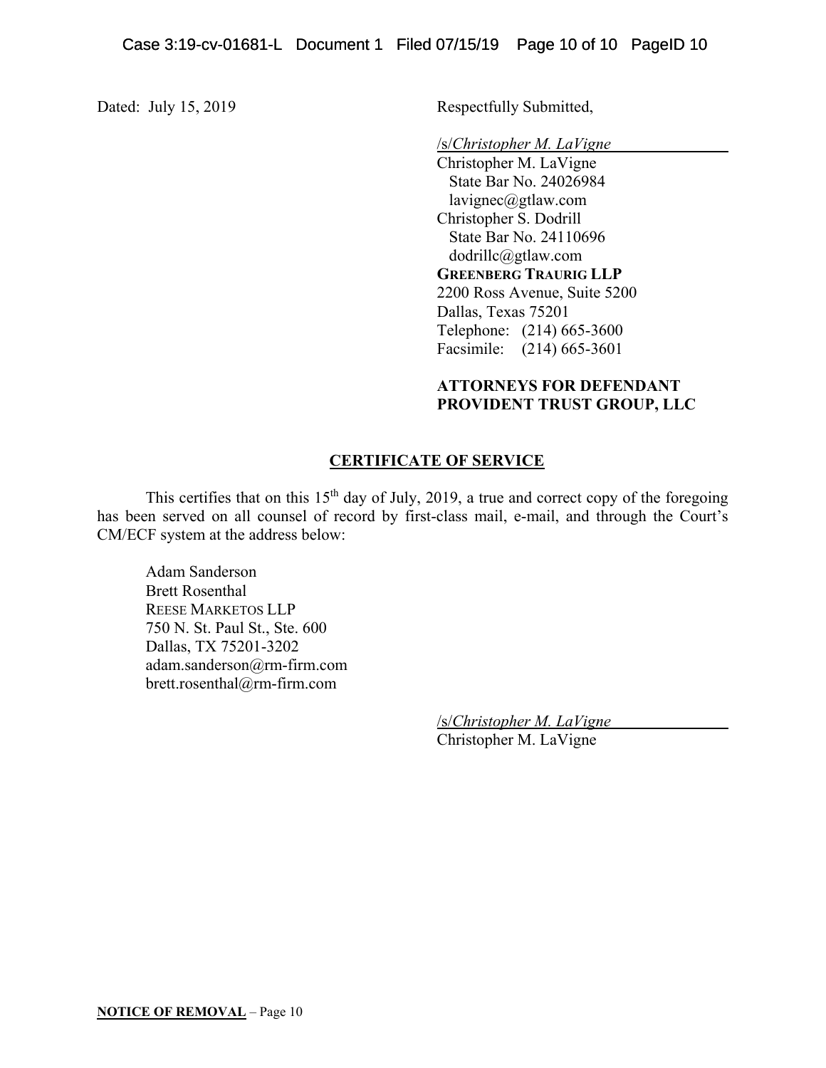Dated: July 15, 2019

Respectfully Submitted,

/s/*Christopher M. LaVigne*
Christopher M. LaVigne
State Bar No. 24026984
lavignec@gtlaw.com
Christopher S. Dodrill
State Bar No. 24110696
dodrillc@gtlaw.com
**GREENBERG TRAURIG LLP**
2200 Ross Avenue, Suite 5200
Dallas, Texas 75201
Telephone: (214) 665-3600
Facsimile: (214) 665-3601

**ATTORNEYS FOR DEFENDANT PROVIDENT TRUST GROUP, LLC**

## CERTIFICATE OF SERVICE

This certifies that on this 15th day of July, 2019, a true and correct copy of the foregoing has been served on all counsel of record by first-class mail, e-mail, and through the Court's CM/ECF system at the address below:

Adam Sanderson
Brett Rosenthal
REESE MARKETOS LLP
750 N. St. Paul St., Ste. 600
Dallas, TX 75201-3202
adam.sanderson@rm-firm.com
brett.rosenthal@rm-firm.com

/s/*Christopher M. LaVigne*
Christopher M. LaVigne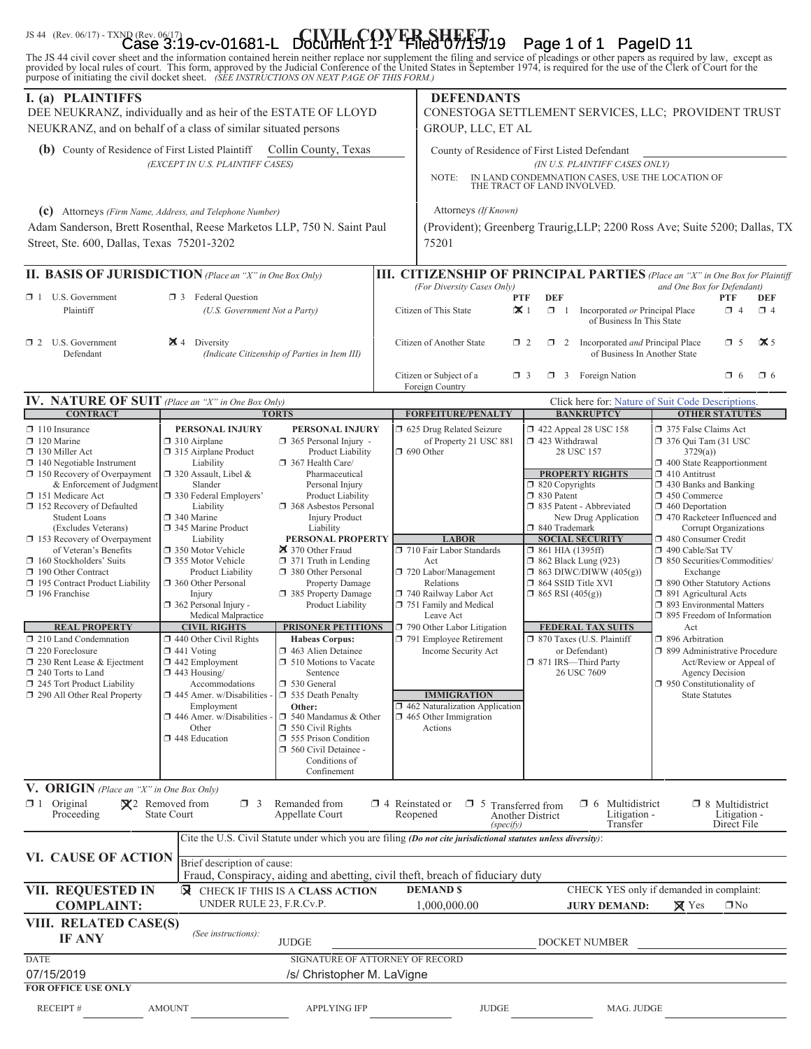JS 44 (Rev. 06/17) - TXND (Rev. 06/17)

# CIVIL COVER SHEET

The JS 44 civil cover sheet and the information contained herein neither replace nor supplement the filing and service of pleadings or other papers as required by law, except as provided by local rules of court. This form, approved by the Judicial Conference of the United States in September 1974, is required for the use of the Clerk of Court for the purpose of initiating the civil docket sheet. *(SEE INSTRUCTIONS ON NEXT PAGE OF THIS FORM.)*

## I. (a) PLAINTIFFS

DEE NEUKRANZ, individually and as heir of the ESTATE OF LLOYD NEUKRANZ, and on behalf of a class of similar situated persons

## DEFENDANTS

CONESTOGA SETTLEMENT SERVICES, LLC; PROVIDENT TRUST GROUP, LLC, ET AL

**(b)** County of Residence of First Listed Plaintiff: Collin County, Texas
*(EXCEPT IN U.S. PLAINTIFF CASES)*

County of Residence of First Listed Defendant:
*(IN U.S. PLAINTIFF CASES ONLY)*

NOTE: IN LAND CONDEMNATION CASES, USE THE LOCATION OF THE TRACT OF LAND INVOLVED.

**(c)** Attorneys *(Firm Name, Address, and Telephone Number)*
Adam Sanderson, Brett Rosenthal, Reese Marketos LLP, 750 N. Saint Paul Street, Ste. 600, Dallas, Texas 75201-3202

Attorneys *(If Known)*
(Provident); Greenberg Traurig,LLP; 2200 Ross Ave; Suite 5200; Dallas, TX 75201

## II. BASIS OF JURISDICTION *(Place an "X" in One Box Only)*

- ☐ 1 U.S. Government Plaintiff
- ☐ 3 Federal Question (U.S. Government Not a Party)
- ☐ 2 U.S. Government Defendant
- ☒ 4 Diversity (Indicate Citizenship of Parties in Item III)

## III. CITIZENSHIP OF PRINCIPAL PARTIES *(Place an "X" in One Box for Plaintiff and One Box for Defendant)*
*(For Diversity Cases Only)*

| | PTF | DEF | | PTF | DEF |
|---|---|---|---|---|---|
| Citizen of This State | ☒ 1 | ☐ 1 | Incorporated *or* Principal Place of Business In This State | ☐ 4 | ☐ 4 |
| Citizen of Another State | ☐ 2 | ☐ 2 | Incorporated *and* Principal Place of Business In Another State | ☐ 5 | ☒ 5 |
| Citizen or Subject of a Foreign Country | ☐ 3 | ☐ 3 | Foreign Nation | ☐ 6 | ☐ 6 |

## IV. NATURE OF SUIT *(Place an "X" in One Box Only)*

Click here for: Nature of Suit Code Descriptions.

**CONTRACT:** ☐ 110 Insurance; ☐ 120 Marine; ☐ 130 Miller Act; ☐ 140 Negotiable Instrument; ☐ 150 Recovery of Overpayment & Enforcement of Judgment; ☐ 151 Medicare Act; ☐ 152 Recovery of Defaulted Student Loans (Excludes Veterans); ☐ 153 Recovery of Overpayment of Veteran's Benefits; ☐ 160 Stockholders' Suits; ☐ 190 Other Contract; ☐ 195 Contract Product Liability; ☐ 196 Franchise

**REAL PROPERTY:** ☐ 210 Land Condemnation; ☐ 220 Foreclosure; ☐ 230 Rent Lease & Ejectment; ☐ 240 Torts to Land; ☐ 245 Tort Product Liability; ☐ 290 All Other Real Property

**TORTS — PERSONAL INJURY:** ☐ 310 Airplane; ☐ 315 Airplane Product Liability; ☐ 320 Assault, Libel & Slander; ☐ 330 Federal Employers' Liability; ☐ 340 Marine; ☐ 345 Marine Product Liability; ☐ 350 Motor Vehicle; ☐ 355 Motor Vehicle Product Liability; ☐ 360 Other Personal Injury; ☐ 362 Personal Injury - Medical Malpractice

**TORTS — PERSONAL INJURY:** ☐ 365 Personal Injury - Product Liability; ☐ 367 Health Care/ Pharmaceutical Personal Injury Product Liability; ☐ 368 Asbestos Personal Injury Product Liability

**PERSONAL PROPERTY:** ☒ 370 Other Fraud; ☐ 371 Truth in Lending; ☐ 380 Other Personal Property Damage; ☐ 385 Property Damage Product Liability

**CIVIL RIGHTS:** ☐ 440 Other Civil Rights; ☐ 441 Voting; ☐ 442 Employment; ☐ 443 Housing/ Accommodations; ☐ 445 Amer. w/Disabilities - Employment; ☐ 446 Amer. w/Disabilities - Other; ☐ 448 Education

**PRISONER PETITIONS — Habeas Corpus:** ☐ 463 Alien Detainee; ☐ 510 Motions to Vacate Sentence; ☐ 530 General; ☐ 535 Death Penalty; **Other:** ☐ 540 Mandamus & Other; ☐ 550 Civil Rights; ☐ 555 Prison Condition; ☐ 560 Civil Detainee - Conditions of Confinement

**FORFEITURE/PENALTY:** ☐ 625 Drug Related Seizure of Property 21 USC 881; ☐ 690 Other

**LABOR:** ☐ 710 Fair Labor Standards Act; ☐ 720 Labor/Management Relations; ☐ 740 Railway Labor Act; ☐ 751 Family and Medical Leave Act; ☐ 790 Other Labor Litigation; ☐ 791 Employee Retirement Income Security Act

**IMMIGRATION:** ☐ 462 Naturalization Application; ☐ 465 Other Immigration Actions

**BANKRUPTCY:** ☐ 422 Appeal 28 USC 158; ☐ 423 Withdrawal 28 USC 157

**PROPERTY RIGHTS:** ☐ 820 Copyrights; ☐ 830 Patent; ☐ 835 Patent - Abbreviated New Drug Application; ☐ 840 Trademark

**SOCIAL SECURITY:** ☐ 861 HIA (1395ff); ☐ 862 Black Lung (923); ☐ 863 DIWC/DIWW (405(g)); ☐ 864 SSID Title XVI; ☐ 865 RSI (405(g))

**FEDERAL TAX SUITS:** ☐ 870 Taxes (U.S. Plaintiff or Defendant); ☐ 871 IRS—Third Party 26 USC 7609

**OTHER STATUTES:** ☐ 375 False Claims Act; ☐ 376 Qui Tam (31 USC 3729(a)); ☐ 400 State Reapportionment; ☐ 410 Antitrust; ☐ 430 Banks and Banking; ☐ 450 Commerce; ☐ 460 Deportation; ☐ 470 Racketeer Influenced and Corrupt Organizations; ☐ 480 Consumer Credit; ☐ 490 Cable/Sat TV; ☐ 850 Securities/Commodities/ Exchange; ☐ 890 Other Statutory Actions; ☐ 891 Agricultural Acts; ☐ 893 Environmental Matters; ☐ 895 Freedom of Information Act; ☐ 896 Arbitration; ☐ 899 Administrative Procedure Act/Review or Appeal of Agency Decision; ☐ 950 Constitutionality of State Statutes

## V. ORIGIN *(Place an "X" in One Box Only)*

☐ 1 Original Proceeding; ☒ 2 Removed from State Court; ☐ 3 Remanded from Appellate Court; ☐ 4 Reinstated or Reopened; ☐ 5 Transferred from Another District *(specify)*; ☐ 6 Multidistrict Litigation - Transfer; ☐ 8 Multidistrict Litigation - Direct File

## VI. CAUSE OF ACTION

Cite the U.S. Civil Statute under which you are filing *(Do not cite jurisdictional statutes unless diversity)*:

Brief description of cause:
Fraud, Conspiracy, aiding and abetting, civil theft, breach of fiduciary duty

## VII. REQUESTED IN COMPLAINT:

☒ CHECK IF THIS IS A **CLASS ACTION** UNDER RULE 23, F.R.Cv.P.

**DEMAND $** 1,000,000.00

CHECK YES only if demanded in complaint: **JURY DEMAND:** ☒ Yes ☐ No

## VIII. RELATED CASE(S) IF ANY

*(See instructions):* JUDGE ______ DOCKET NUMBER ______

DATE: 07/15/2019

SIGNATURE OF ATTORNEY OF RECORD: /s/ Christopher M. LaVigne

**FOR OFFICE USE ONLY**

RECEIPT # ______ AMOUNT ______ APPLYING IFP ______ JUDGE ______ MAG. JUDGE ______